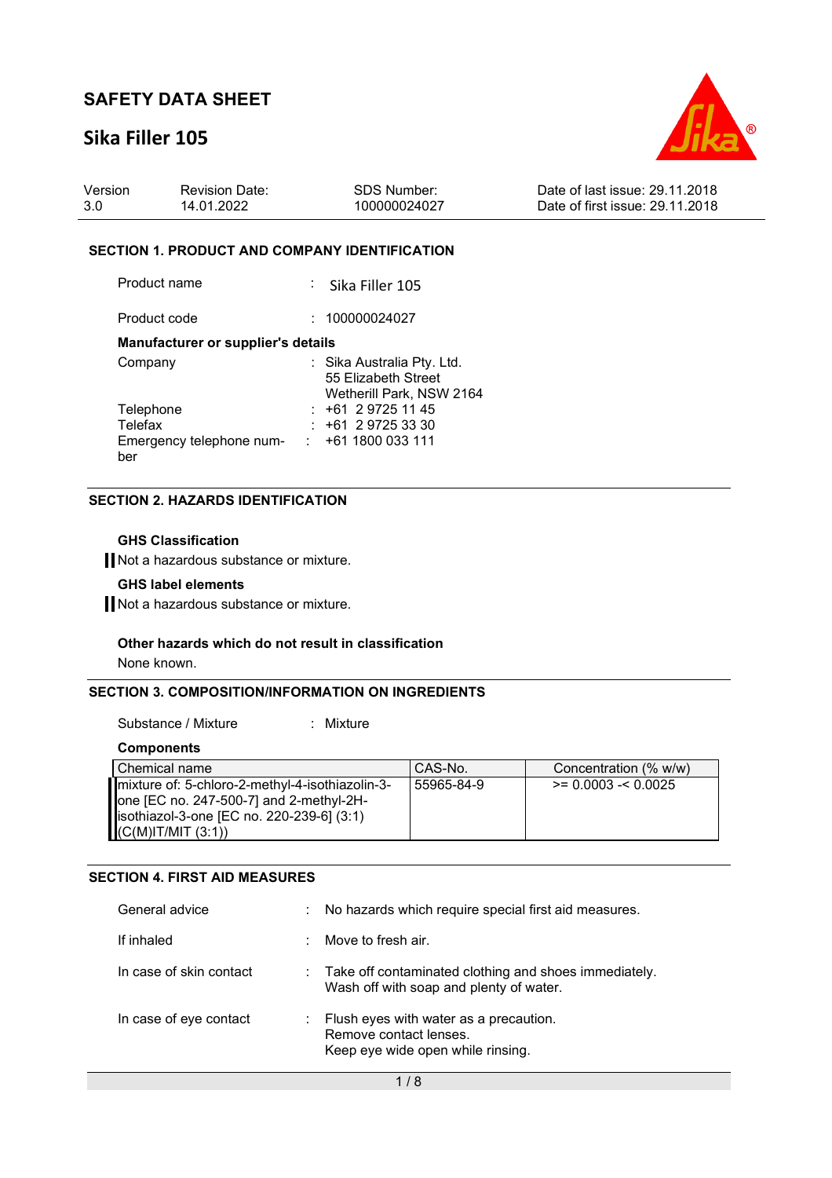# SAFETY DATA SHEET

# Sika Filler 105

| Version | Revision Date: | SDS Number: | Date of last issue: 29.11.2018 |
|---|---|---|---|
| 3.0 | 14.01.2022 | 100000024027 | Date of first issue: 29.11.2018 |

## SECTION 1. PRODUCT AND COMPANY IDENTIFICATION

Product name : Sika Filler 105

Product code : 100000024027

**Manufacturer or supplier's details**

Company : Sika Australia Pty. Ltd.
55 Elizabeth Street
Wetherill Park, NSW 2164

Telephone : +61 2 9725 11 45

Telefax : +61 2 9725 33 30

Emergency telephone number : +61 1800 033 111

## SECTION 2. HAZARDS IDENTIFICATION

**GHS Classification**

Not a hazardous substance or mixture.

**GHS label elements**

Not a hazardous substance or mixture.

**Other hazards which do not result in classification**

None known.

## SECTION 3. COMPOSITION/INFORMATION ON INGREDIENTS

Substance / Mixture : Mixture

**Components**

| Chemical name | CAS-No. | Concentration (% w/w) |
|---|---|---|
| mixture of: 5-chloro-2-methyl-4-isothiazolin-3-one [EC no. 247-500-7] and 2-methyl-2H-isothiazol-3-one [EC no. 220-239-6] (3:1) (C(M)IT/MIT (3:1)) | 55965-84-9 | >= 0.0003 -< 0.0025 |

## SECTION 4. FIRST AID MEASURES

General advice : No hazards which require special first aid measures.

If inhaled : Move to fresh air.

In case of skin contact : Take off contaminated clothing and shoes immediately.
Wash off with soap and plenty of water.

In case of eye contact : Flush eyes with water as a precaution.
Remove contact lenses.
Keep eye wide open while rinsing.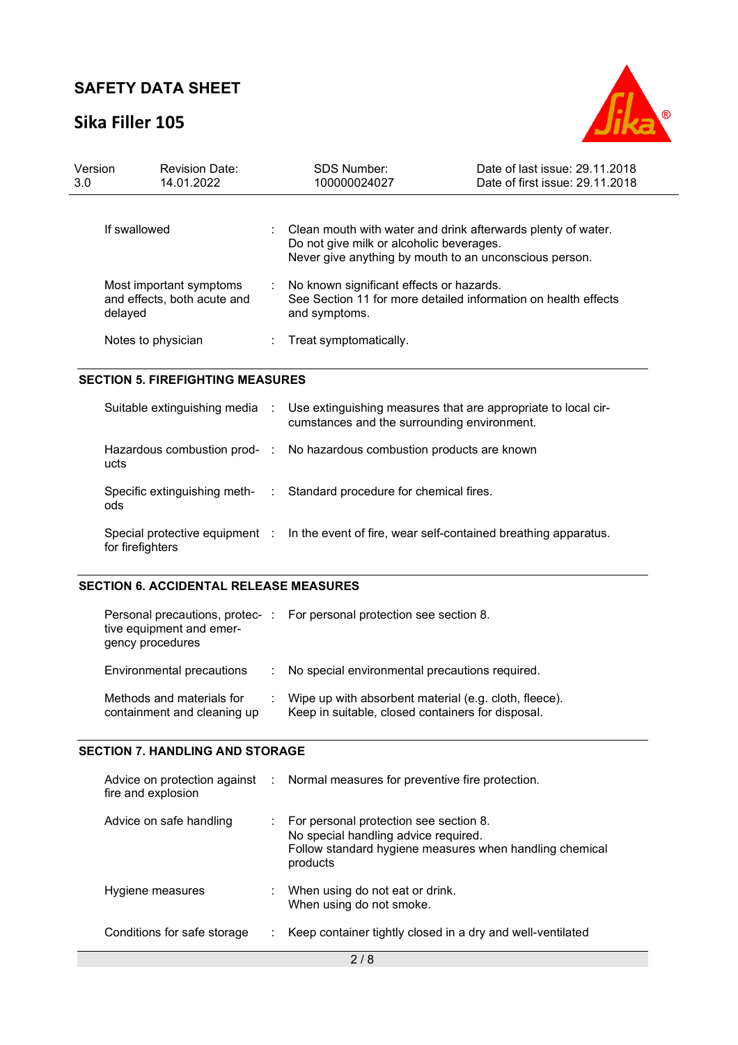| | | |
|---|---|---|
| If swallowed | : | Clean mouth with water and drink afterwards plenty of water.<br>Do not give milk or alcoholic beverages.<br>Never give anything by mouth to an unconscious person. |
| Most important symptoms and effects, both acute and delayed | : | No known significant effects or hazards.<br>See Section 11 for more detailed information on health effects and symptoms. |
| Notes to physician | : | Treat symptomatically. |

## SECTION 5. FIREFIGHTING MEASURES

| | | |
|---|---|---|
| Suitable extinguishing media | : | Use extinguishing measures that are appropriate to local circumstances and the surrounding environment. |
| Hazardous combustion products | : | No hazardous combustion products are known |
| Specific extinguishing methods | : | Standard procedure for chemical fires. |
| Special protective equipment for firefighters | : | In the event of fire, wear self-contained breathing apparatus. |

## SECTION 6. ACCIDENTAL RELEASE MEASURES

| | | |
|---|---|---|
| Personal precautions, protective equipment and emergency procedures | : | For personal protection see section 8. |
| Environmental precautions | : | No special environmental precautions required. |
| Methods and materials for containment and cleaning up | : | Wipe up with absorbent material (e.g. cloth, fleece).<br>Keep in suitable, closed containers for disposal. |

## SECTION 7. HANDLING AND STORAGE

| | | |
|---|---|---|
| Advice on protection against fire and explosion | : | Normal measures for preventive fire protection. |
| Advice on safe handling | : | For personal protection see section 8.<br>No special handling advice required.<br>Follow standard hygiene measures when handling chemical products |
| Hygiene measures | : | When using do not eat or drink.<br>When using do not smoke. |
| Conditions for safe storage | : | Keep container tightly closed in a dry and well-ventilated |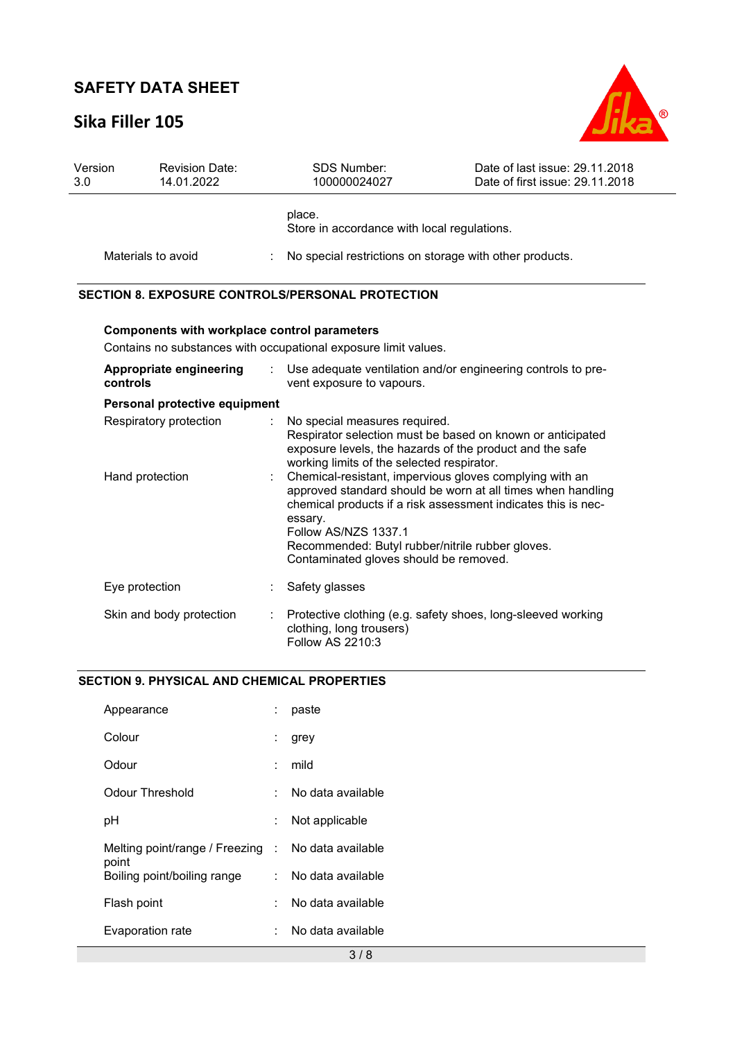place.
Store in accordance with local regulations.

| | | |
|---|---|---|
| Materials to avoid | : | No special restrictions on storage with other products. |

## SECTION 8. EXPOSURE CONTROLS/PERSONAL PROTECTION

**Components with workplace control parameters**

Contains no substances with occupational exposure limit values.

| | | |
|---|---|---|
| **Appropriate engineering controls** | : | Use adequate ventilation and/or engineering controls to prevent exposure to vapours. |

**Personal protective equipment**

| | | |
|---|---|---|
| Respiratory protection | : | No special measures required.<br>Respirator selection must be based on known or anticipated exposure levels, the hazards of the product and the safe working limits of the selected respirator. |
| Hand protection | : | Chemical-resistant, impervious gloves complying with an approved standard should be worn at all times when handling chemical products if a risk assessment indicates this is necessary.<br>Follow AS/NZS 1337.1<br>Recommended: Butyl rubber/nitrile rubber gloves.<br>Contaminated gloves should be removed. |
| Eye protection | : | Safety glasses |
| Skin and body protection | : | Protective clothing (e.g. safety shoes, long-sleeved working clothing, long trousers)<br>Follow AS 2210:3 |

## SECTION 9. PHYSICAL AND CHEMICAL PROPERTIES

| | | |
|---|---|---|
| Appearance | : | paste |
| Colour | : | grey |
| Odour | : | mild |
| Odour Threshold | : | No data available |
| pH | : | Not applicable |
| Melting point/range / Freezing point | : | No data available |
| Boiling point/boiling range | : | No data available |
| Flash point | : | No data available |
| Evaporation rate | : | No data available |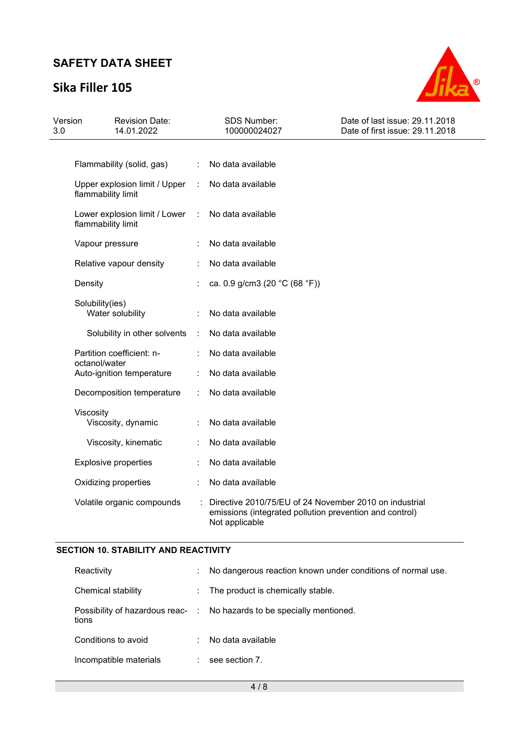| | | |
|---|---|---|
| Flammability (solid, gas) | : | No data available |
| Upper explosion limit / Upper flammability limit | : | No data available |
| Lower explosion limit / Lower flammability limit | : | No data available |
| Vapour pressure | : | No data available |
| Relative vapour density | : | No data available |
| Density | : | ca. 0.9 g/cm3 (20 °C (68 °F)) |
| Solubility(ies) | | |
| Water solubility | : | No data available |
| Solubility in other solvents | : | No data available |
| Partition coefficient: n-octanol/water | : | No data available |
| Auto-ignition temperature | : | No data available |
| Decomposition temperature | : | No data available |
| Viscosity | | |
| Viscosity, dynamic | : | No data available |
| Viscosity, kinematic | : | No data available |
| Explosive properties | : | No data available |
| Oxidizing properties | : | No data available |
| Volatile organic compounds | : | Directive 2010/75/EU of 24 November 2010 on industrial emissions (integrated pollution prevention and control)<br>Not applicable |

## SECTION 10. STABILITY AND REACTIVITY

| | | |
|---|---|---|
| Reactivity | : | No dangerous reaction known under conditions of normal use. |
| Chemical stability | : | The product is chemically stable. |
| Possibility of hazardous reactions | : | No hazards to be specially mentioned. |
| Conditions to avoid | : | No data available |
| Incompatible materials | : | see section 7. |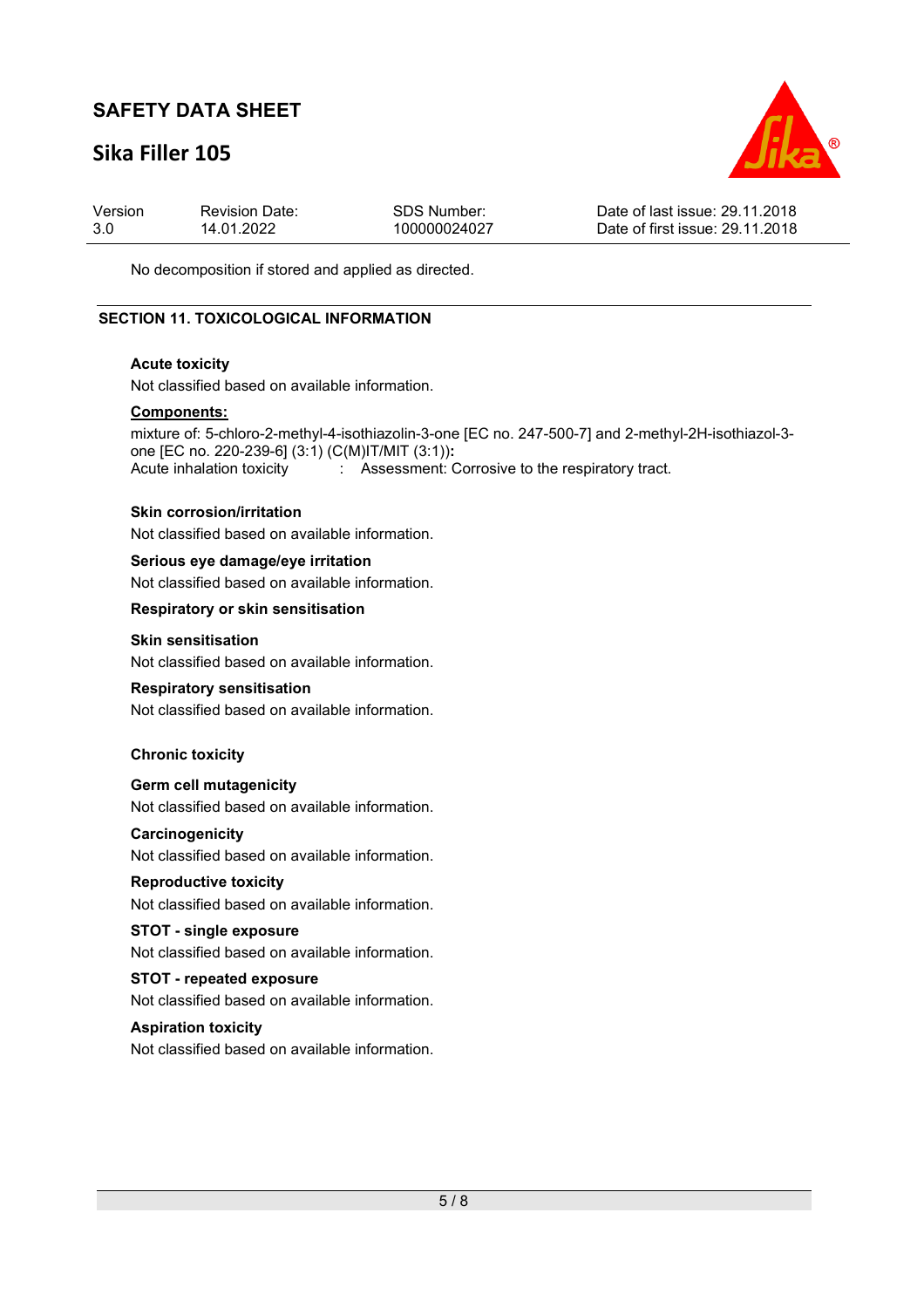No decomposition if stored and applied as directed.

## SECTION 11. TOXICOLOGICAL INFORMATION

**Acute toxicity**

Not classified based on available information.

**Components:**

mixture of: 5-chloro-2-methyl-4-isothiazolin-3-one [EC no. 247-500-7] and 2-methyl-2H-isothiazol-3-one [EC no. 220-239-6] (3:1) (C(M)IT/MIT (3:1))**:**

Acute inhalation toxicity : Assessment: Corrosive to the respiratory tract.

**Skin corrosion/irritation**

Not classified based on available information.

**Serious eye damage/eye irritation**

Not classified based on available information.

**Respiratory or skin sensitisation**

**Skin sensitisation**

Not classified based on available information.

**Respiratory sensitisation**

Not classified based on available information.

**Chronic toxicity**

**Germ cell mutagenicity**

Not classified based on available information.

**Carcinogenicity**

Not classified based on available information.

**Reproductive toxicity**

Not classified based on available information.

**STOT - single exposure**

Not classified based on available information.

**STOT - repeated exposure**

Not classified based on available information.

**Aspiration toxicity**

Not classified based on available information.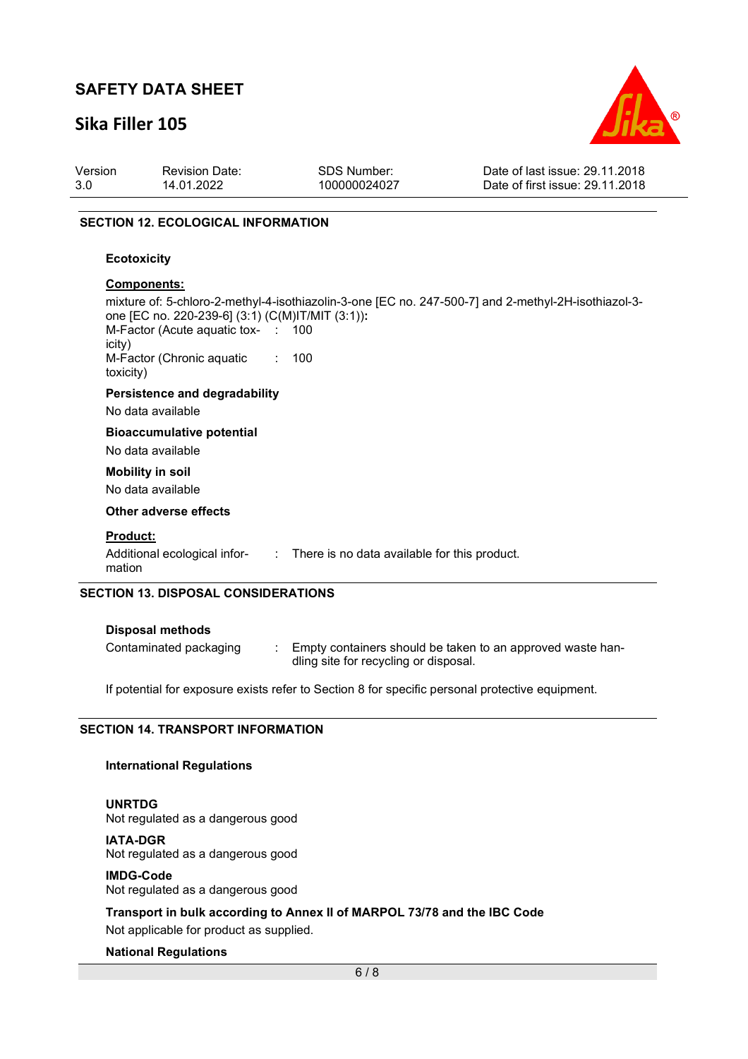## SECTION 12. ECOLOGICAL INFORMATION

### Ecotoxicity

**Components:**

mixture of: 5-chloro-2-methyl-4-isothiazolin-3-one [EC no. 247-500-7] and 2-methyl-2H-isothiazol-3-one [EC no. 220-239-6] (3:1) (C(M)IT/MIT (3:1))**:**

M-Factor (Acute aquatic toxicity) : 100

M-Factor (Chronic aquatic toxicity) : 100

### Persistence and degradability

No data available

### Bioaccumulative potential

No data available

### Mobility in soil

No data available

### Other adverse effects

**Product:**

Additional ecological information : There is no data available for this product.

## SECTION 13. DISPOSAL CONSIDERATIONS

### Disposal methods

Contaminated packaging : Empty containers should be taken to an approved waste handling site for recycling or disposal.

If potential for exposure exists refer to Section 8 for specific personal protective equipment.

## SECTION 14. TRANSPORT INFORMATION

### International Regulations

**UNRTDG**
Not regulated as a dangerous good

**IATA-DGR**
Not regulated as a dangerous good

**IMDG-Code**
Not regulated as a dangerous good

**Transport in bulk according to Annex II of MARPOL 73/78 and the IBC Code**
Not applicable for product as supplied.

### National Regulations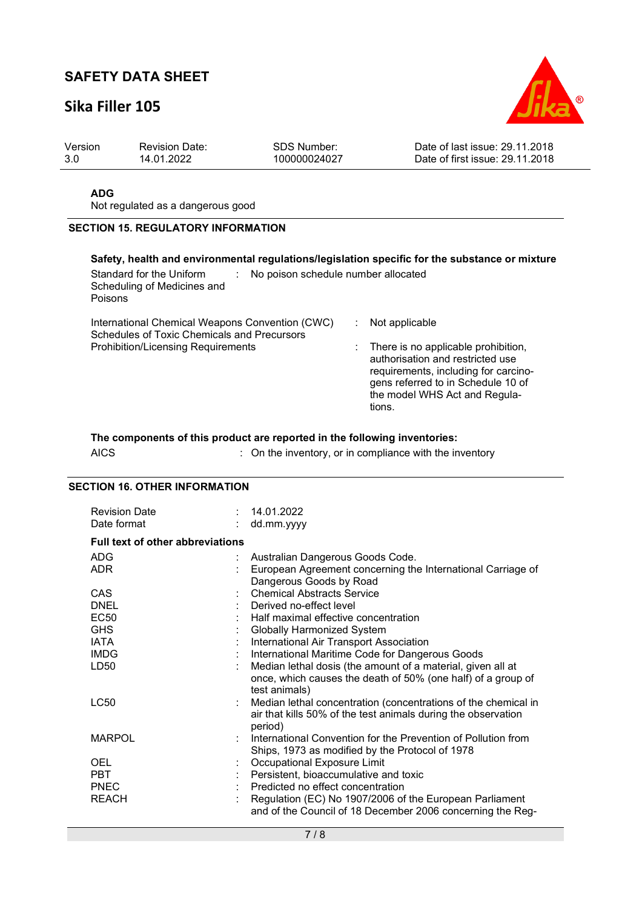**ADG**

Not regulated as a dangerous good

## SECTION 15. REGULATORY INFORMATION

**Safety, health and environmental regulations/legislation specific for the substance or mixture**

| | | |
|---|---|---|
| Standard for the Uniform Scheduling of Medicines and Poisons | : | No poison schedule number allocated |
| International Chemical Weapons Convention (CWC) Schedules of Toxic Chemicals and Precursors | : | Not applicable |
| Prohibition/Licensing Requirements | : | There is no applicable prohibition, authorisation and restricted use requirements, including for carcinogens referred to in Schedule 10 of the model WHS Act and Regulations. |

**The components of this product are reported in the following inventories:**

| | | |
|---|---|---|
| AICS | : | On the inventory, or in compliance with the inventory |

## SECTION 16. OTHER INFORMATION

| | | |
|---|---|---|
| Revision Date | : | 14.01.2022 |
| Date format | : | dd.mm.yyyy |

**Full text of other abbreviations**

| | | |
|---|---|---|
| ADG | : | Australian Dangerous Goods Code. |
| ADR | : | European Agreement concerning the International Carriage of Dangerous Goods by Road |
| CAS | : | Chemical Abstracts Service |
| DNEL | : | Derived no-effect level |
| EC50 | : | Half maximal effective concentration |
| GHS | : | Globally Harmonized System |
| IATA | : | International Air Transport Association |
| IMDG | : | International Maritime Code for Dangerous Goods |
| LD50 | : | Median lethal dosis (the amount of a material, given all at once, which causes the death of 50% (one half) of a group of test animals) |
| LC50 | : | Median lethal concentration (concentrations of the chemical in air that kills 50% of the test animals during the observation period) |
| MARPOL | : | International Convention for the Prevention of Pollution from Ships, 1973 as modified by the Protocol of 1978 |
| OEL | : | Occupational Exposure Limit |
| PBT | : | Persistent, bioaccumulative and toxic |
| PNEC | : | Predicted no effect concentration |
| REACH | : | Regulation (EC) No 1907/2006 of the European Parliament and of the Council of 18 December 2006 concerning the Reg- |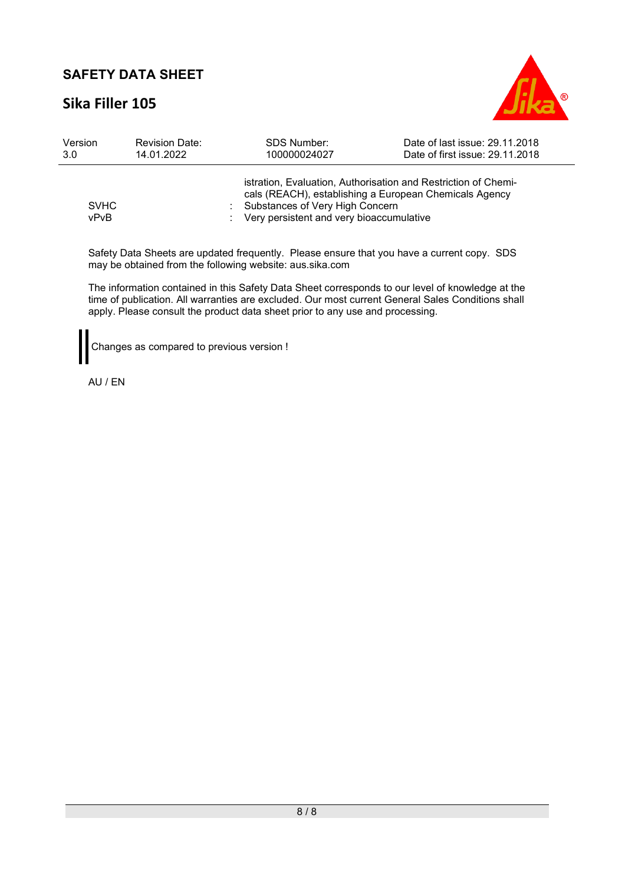| | | |
|---|---|---|
| | | istration, Evaluation, Authorisation and Restriction of Chemicals (REACH), establishing a European Chemicals Agency |
| SVHC | : | Substances of Very High Concern |
| vPvB | : | Very persistent and very bioaccumulative |

Safety Data Sheets are updated frequently. Please ensure that you have a current copy. SDS may be obtained from the following website: aus.sika.com

The information contained in this Safety Data Sheet corresponds to our level of knowledge at the time of publication. All warranties are excluded. Our most current General Sales Conditions shall apply. Please consult the product data sheet prior to any use and processing.

Changes as compared to previous version !

AU / EN